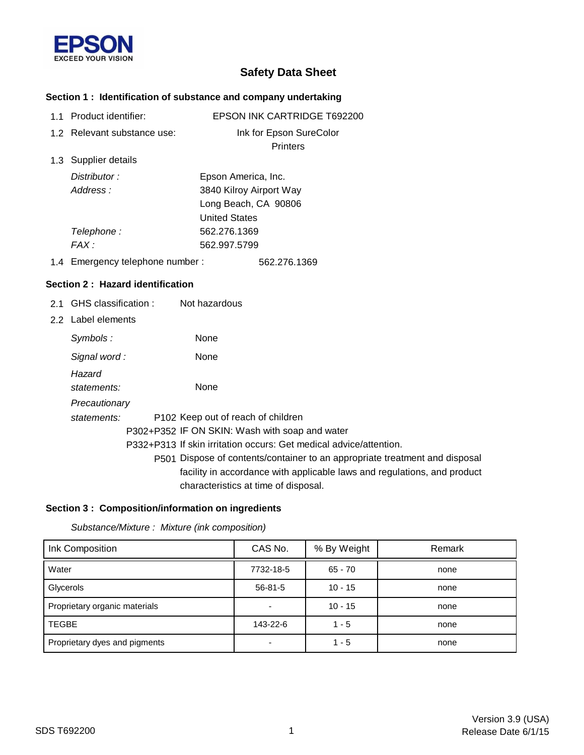EPSON
EXCEED YOUR VISION

# Safety Data Sheet

## Section 1 : Identification of substance and company undertaking

1.1 Product identifier: EPSON INK CARTRIDGE T692200

1.2 Relevant substance use: Ink for Epson SureColor Printers

1.3 Supplier details

*Distributor :* Epson America, Inc.

*Address :* 3840 Kilroy Airport Way
Long Beach, CA 90806
United States

*Telephone :* 562.276.1369

*FAX :* 562.997.5799

1.4 Emergency telephone number : 562.276.1369

## Section 2 : Hazard identification

2.1 GHS classification : Not hazardous

2.2 Label elements

*Symbols :* None

*Signal word :* None

*Hazard statements:* None

*Precautionary statements:*

P102 Keep out of reach of children

P302+P352 IF ON SKIN: Wash with soap and water

P332+P313 If skin irritation occurs: Get medical advice/attention.

P501 Dispose of contents/container to an appropriate treatment and disposal facility in accordance with applicable laws and regulations, and product characteristics at time of disposal.

## Section 3 : Composition/information on ingredients

*Substance/Mixture : Mixture (ink composition)*

| Ink Composition | CAS No. | % By Weight | Remark |
|---|---|---|---|
| Water | 7732-18-5 | 65 - 70 | none |
| Glycerols | 56-81-5 | 10 - 15 | none |
| Proprietary organic materials | - | 10 - 15 | none |
| TEGBE | 143-22-6 | 1 - 5 | none |
| Proprietary dyes and pigments | - | 1 - 5 | none |

SDS T692200

Version 3.9 (USA)
Release Date 6/1/15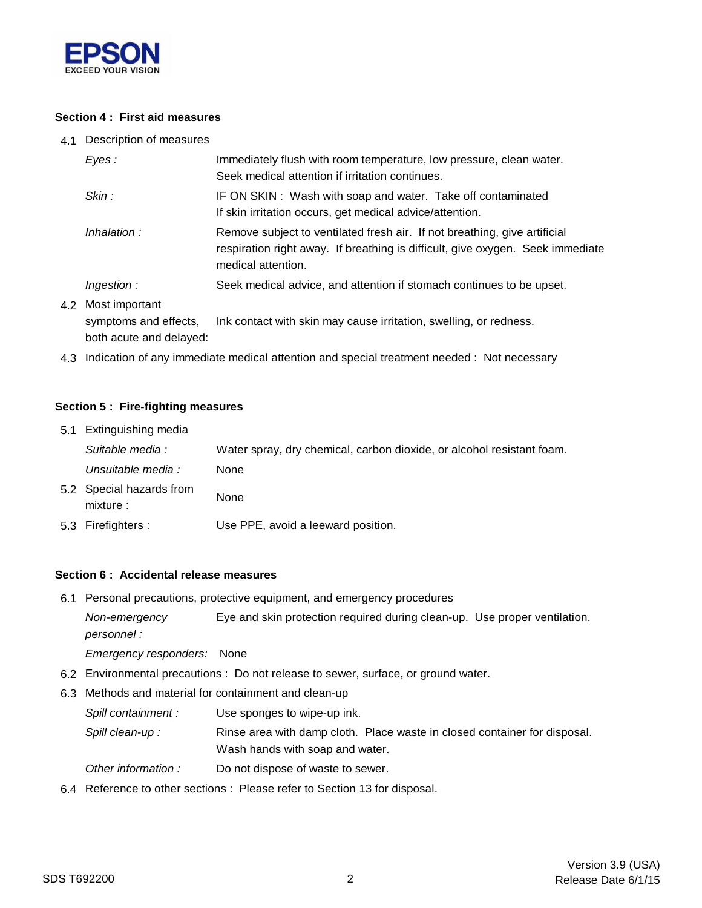## Section 4 : First aid measures

4.1 Description of measures

| | |
|---|---|
| *Eyes :* | Immediately flush with room temperature, low pressure, clean water. Seek medical attention if irritation continues. |
| *Skin :* | IF ON SKIN : Wash with soap and water. Take off contaminated If skin irritation occurs, get medical advice/attention. |
| *Inhalation :* | Remove subject to ventilated fresh air. If not breathing, give artificial respiration right away. If breathing is difficult, give oxygen. Seek immediate medical attention. |
| *Ingestion :* | Seek medical advice, and attention if stomach continues to be upset. |

4.2 Most important symptoms and effects, both acute and delayed: Ink contact with skin may cause irritation, swelling, or redness.

4.3 Indication of any immediate medical attention and special treatment needed : Not necessary

## Section 5 : Fire-fighting measures

5.1 Extinguishing media

| | |
|---|---|
| *Suitable media :* | Water spray, dry chemical, carbon dioxide, or alcohol resistant foam. |
| *Unsuitable media :* | None |

5.2 Special hazards from mixture : None

5.3 Firefighters : Use PPE, avoid a leeward position.

## Section 6 : Accidental release measures

6.1 Personal precautions, protective equipment, and emergency procedures

| | |
|---|---|
| *Non-emergency personnel :* | Eye and skin protection required during clean-up. Use proper ventilation. |
| *Emergency responders:* | None |

6.2 Environmental precautions : Do not release to sewer, surface, or ground water.

6.3 Methods and material for containment and clean-up

| | |
|---|---|
| *Spill containment :* | Use sponges to wipe-up ink. |
| *Spill clean-up :* | Rinse area with damp cloth. Place waste in closed container for disposal. Wash hands with soap and water. |
| *Other information :* | Do not dispose of waste to sewer. |

6.4 Reference to other sections : Please refer to Section 13 for disposal.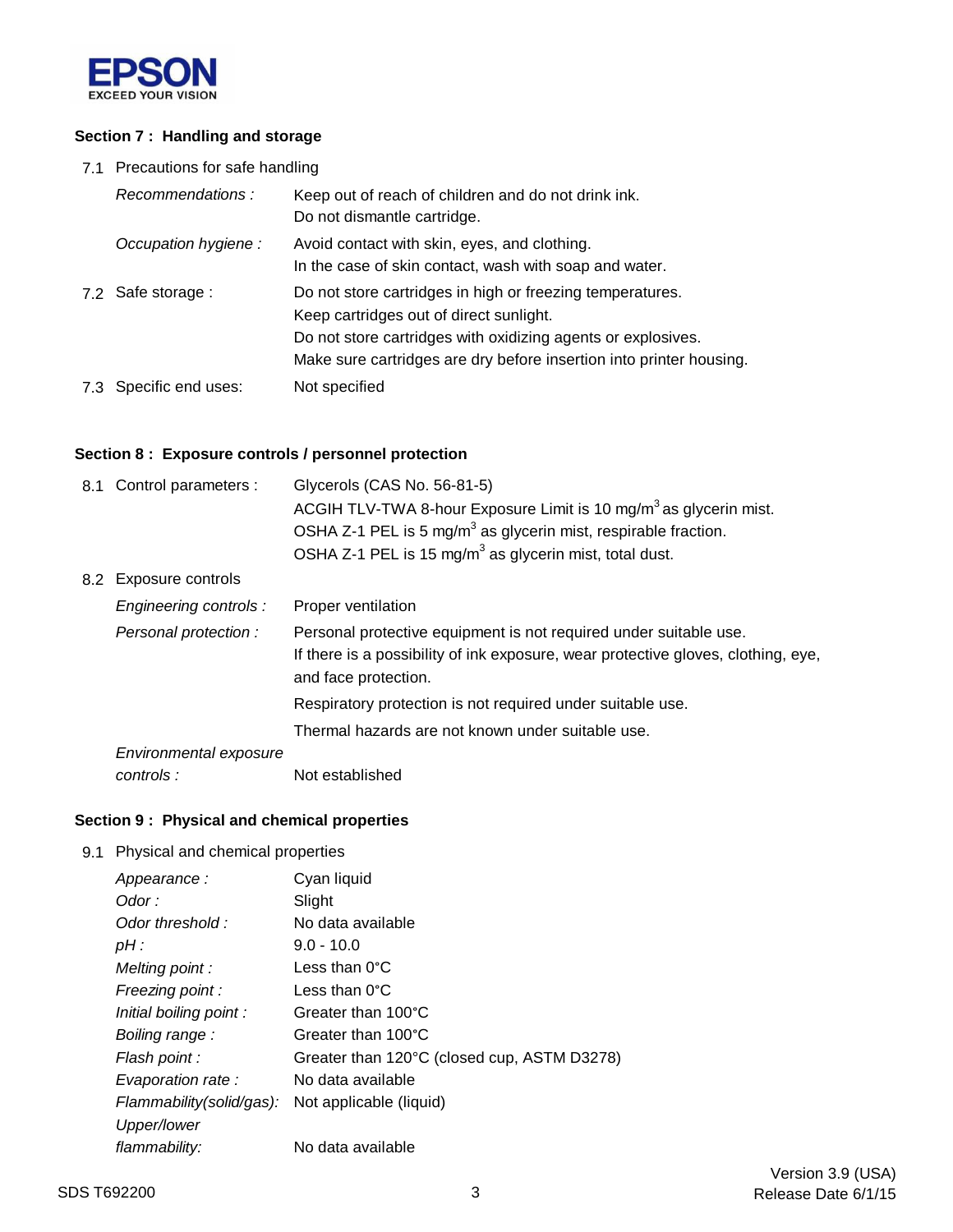## Section 7 : Handling and storage

7.1 Precautions for safe handling

| | |
|---|---|
| *Recommendations :* | Keep out of reach of children and do not drink ink.<br>Do not dismantle cartridge. |
| *Occupation hygiene :* | Avoid contact with skin, eyes, and clothing.<br>In the case of skin contact, wash with soap and water. |

7.2 Safe storage : Do not store cartridges in high or freezing temperatures.
Keep cartridges out of direct sunlight.
Do not store cartridges with oxidizing agents or explosives.
Make sure cartridges are dry before insertion into printer housing.

7.3 Specific end uses: Not specified

## Section 8 : Exposure controls / personnel protection

8.1 Control parameters : Glycerols (CAS No. 56-81-5)
ACGIH TLV-TWA 8-hour Exposure Limit is 10 $mg/m^3$ as glycerin mist.
OSHA Z-1 PEL is 5 $mg/m^3$ as glycerin mist, respirable fraction.
OSHA Z-1 PEL is 15 $mg/m^3$ as glycerin mist, total dust.

8.2 Exposure controls

| | |
|---|---|
| *Engineering controls :* | Proper ventilation |
| *Personal protection :* | Personal protective equipment is not required under suitable use.<br>If there is a possibility of ink exposure, wear protective gloves, clothing, eye, and face protection. |
| | Respiratory protection is not required under suitable use. |
| | Thermal hazards are not known under suitable use. |
| *Environmental exposure controls :* | Not established |

## Section 9 : Physical and chemical properties

9.1 Physical and chemical properties

| | |
|---|---|
| *Appearance :* | Cyan liquid |
| *Odor :* | Slight |
| *Odor threshold :* | No data available |
| *pH :* | 9.0 - 10.0 |
| *Melting point :* | Less than 0°C |
| *Freezing point :* | Less than 0°C |
| *Initial boiling point :* | Greater than 100°C |
| *Boiling range :* | Greater than 100°C |
| *Flash point :* | Greater than 120°C (closed cup, ASTM D3278) |
| *Evaporation rate :* | No data available |
| *Flammability(solid/gas):* | Not applicable (liquid) |
| *Upper/lower flammability:* | No data available |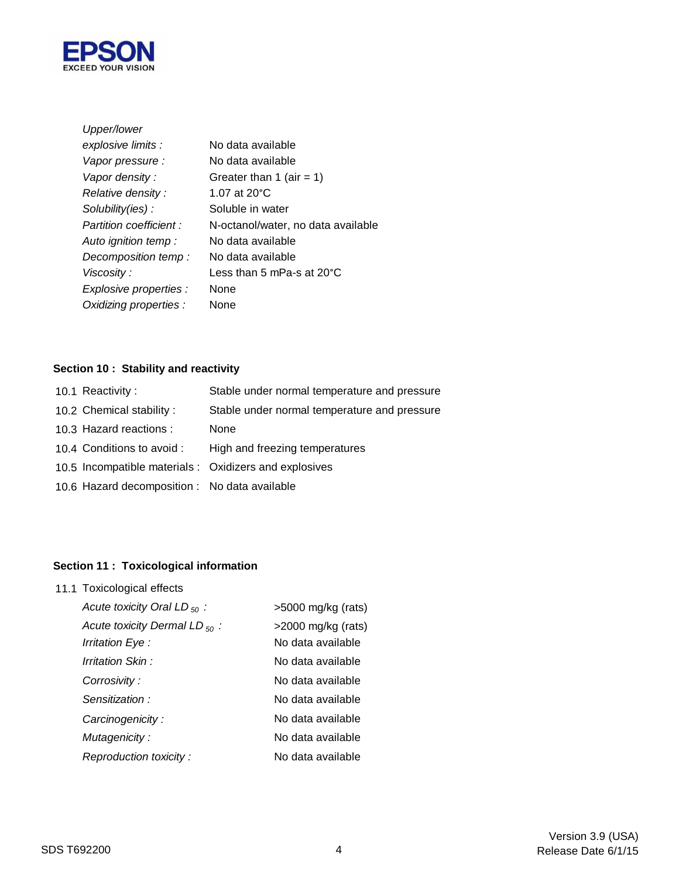| | |
|---|---|
| *Upper/lower explosive limits :* | No data available |
| *Vapor pressure :* | No data available |
| *Vapor density :* | Greater than 1 (air = 1) |
| *Relative density :* | 1.07 at 20°C |
| *Solubility(ies) :* | Soluble in water |
| *Partition coefficient :* | N-octanol/water, no data available |
| *Auto ignition temp :* | No data available |
| *Decomposition temp :* | No data available |
| *Viscosity :* | Less than 5 mPa-s at 20°C |
| *Explosive properties :* | None |
| *Oxidizing properties :* | None |

## Section 10 : Stability and reactivity

| | |
|---|---|
| 10.1 Reactivity : | Stable under normal temperature and pressure |
| 10.2 Chemical stability : | Stable under normal temperature and pressure |
| 10.3 Hazard reactions : | None |
| 10.4 Conditions to avoid : | High and freezing temperatures |
| 10.5 Incompatible materials : | Oxidizers and explosives |
| 10.6 Hazard decomposition : | No data available |

## Section 11 : Toxicological information

11.1 Toxicological effects

| | |
|---|---|
| *Acute toxicity Oral $LD_{50}$ :* | >5000 mg/kg (rats) |
| *Acute toxicity Dermal $LD_{50}$ :* | >2000 mg/kg (rats) |
| *Irritation Eye :* | No data available |
| *Irritation Skin :* | No data available |
| *Corrosivity :* | No data available |
| *Sensitization :* | No data available |
| *Carcinogenicity :* | No data available |
| *Mutagenicity :* | No data available |
| *Reproduction toxicity :* | No data available |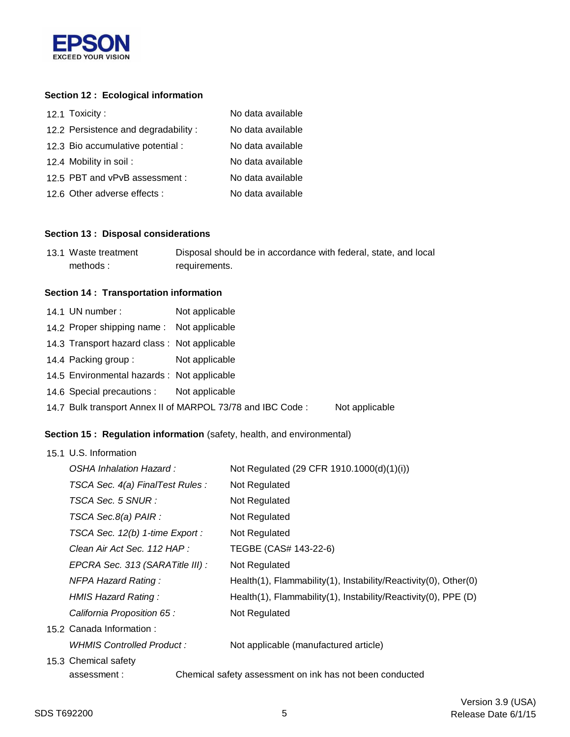## Section 12 : Ecological information

| | |
|---|---|
| 12.1 Toxicity : | No data available |
| 12.2 Persistence and degradability : | No data available |
| 12.3 Bio accumulative potential : | No data available |
| 12.4 Mobility in soil : | No data available |
| 12.5 PBT and vPvB assessment : | No data available |
| 12.6 Other adverse effects : | No data available |

## Section 13 : Disposal considerations

| | |
|---|---|
| 13.1 Waste treatment methods : | Disposal should be in accordance with federal, state, and local requirements. |

## Section 14 : Transportation information

| | |
|---|---|
| 14.1 UN number : | Not applicable |
| 14.2 Proper shipping name : | Not applicable |
| 14.3 Transport hazard class : | Not applicable |
| 14.4 Packing group : | Not applicable |
| 14.5 Environmental hazards : | Not applicable |
| 14.6 Special precautions : | Not applicable |
| 14.7 Bulk transport Annex II of MARPOL 73/78 and IBC Code : | Not applicable |

## Section 15 : Regulation information (safety, health, and environmental)

15.1 U.S. Information

| | |
|---|---|
| *OSHA Inhalation Hazard :* | Not Regulated (29 CFR 1910.1000(d)(1)(i)) |
| *TSCA Sec. 4(a) FinalTest Rules :* | Not Regulated |
| *TSCA Sec. 5 SNUR :* | Not Regulated |
| *TSCA Sec.8(a) PAIR :* | Not Regulated |
| *TSCA Sec. 12(b) 1-time Export :* | Not Regulated |
| *Clean Air Act Sec. 112 HAP :* | TEGBE (CAS# 143-22-6) |
| *EPCRA Sec. 313 (SARATitle III) :* | Not Regulated |
| *NFPA Hazard Rating :* | Health(1), Flammability(1), Instability/Reactivity(0), Other(0) |
| *HMIS Hazard Rating :* | Health(1), Flammability(1), Instability/Reactivity(0), PPE (D) |
| *California Proposition 65 :* | Not Regulated |

15.2 Canada Information :

| | |
|---|---|
| *WHMIS Controlled Product :* | Not applicable (manufactured article) |

15.3 Chemical safety assessment : Chemical safety assessment on ink has not been conducted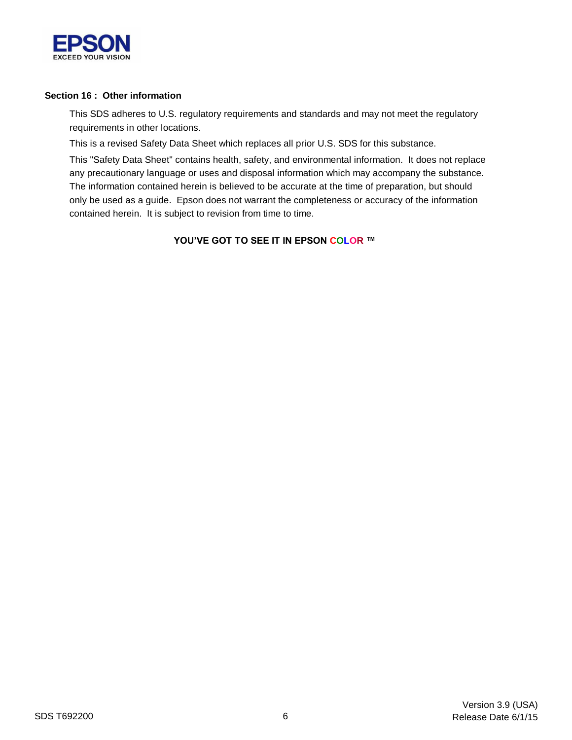## Section 16 : Other information

This SDS adheres to U.S. regulatory requirements and standards and may not meet the regulatory requirements in other locations.

This is a revised Safety Data Sheet which replaces all prior U.S. SDS for this substance.

This "Safety Data Sheet" contains health, safety, and environmental information. It does not replace any precautionary language or uses and disposal information which may accompany the substance. The information contained herein is believed to be accurate at the time of preparation, but should only be used as a guide. Epson does not warrant the completeness or accuracy of the information contained herein. It is subject to revision from time to time.

**YOU'VE GOT TO SEE IT IN EPSON COLOR ™**